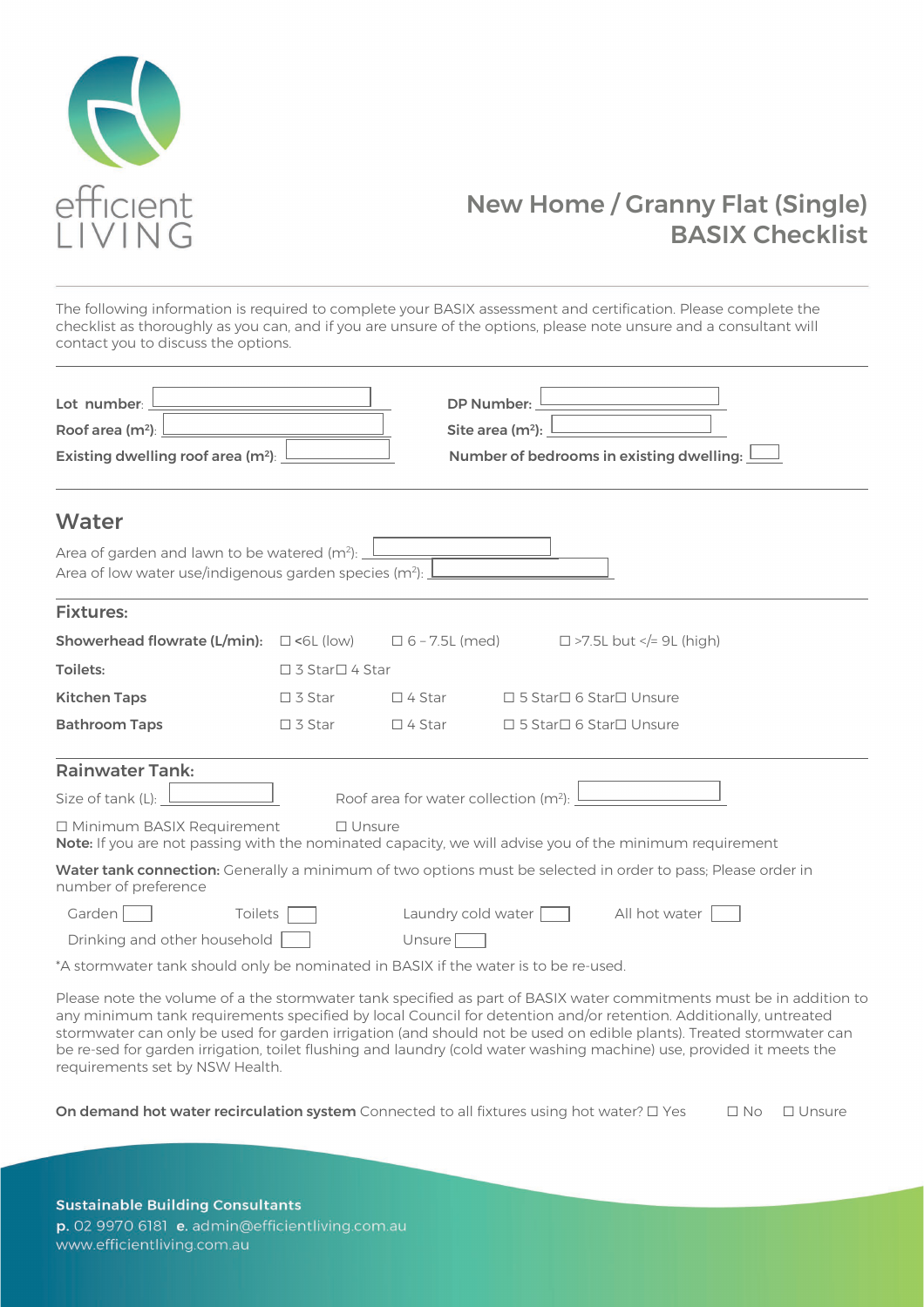efficient LIVING

# New Home / Granny Flat (Single) BASIX Checklist

The following information is required to complete your BASIX assessment and certification. Please complete the checklist as thoroughly as you can, and if you are unsure of the options, please note unsure and a consultant will contact you to discuss the options.

**Lot number**: ______  **DP Number:** ______

**Roof area ($m^2$)**: ______  **Site area ($m^2$):** ______

**Existing dwelling roof area ($m^2$)**: ______  **Number of bedrooms in existing dwelling:** ______

## Water

Area of garden and lawn to be watered ($m^2$): ______

Area of low water use/indigenous garden species ($m^2$): ______

### Fixtures:

| | | | | | |
|---|---|---|---|---|---|
| **Showerhead flowrate (L/min):** | ☐ <6L (low) | ☐ 6 – 7.5L (med) | ☐ >7.5L but </= 9L (high) | | |
| **Toilets:** | ☐ 3 Star | ☐ 4 Star | | | |
| **Kitchen Taps** | ☐ 3 Star | ☐ 4 Star | ☐ 5 Star | ☐ 6 Star | ☐ Unsure |
| **Bathroom Taps** | ☐ 3 Star | ☐ 4 Star | ☐ 5 Star | ☐ 6 Star | ☐ Unsure |

### Rainwater Tank:

Size of tank (L): ______  Roof area for water collection ($m^2$): ______

☐ Minimum BASIX Requirement  ☐ Unsure

**Note:** If you are not passing with the nominated capacity, we will advise you of the minimum requirement

**Water tank connection:** Generally a minimum of two options must be selected in order to pass; Please order in number of preference

Garden ☐  Toilets ☐  Laundry cold water ☐  All hot water ☐

Drinking and other household ☐  Unsure ☐

*A stormwater tank should only be nominated in BASIX if the water is to be re-used.

Please note the volume of a the stormwater tank specified as part of BASIX water commitments must be in addition to any minimum tank requirements specified by local Council for detention and/or retention. Additionally, untreated stormwater can only be used for garden irrigation (and should not be used on edible plants). Treated stormwater can be re-sed for garden irrigation, toilet flushing and laundry (cold water washing machine) use, provided it meets the requirements set by NSW Health.

**On demand hot water recirculation system** Connected to all fixtures using hot water? ☐ Yes  ☐ No  ☐ Unsure

**Sustainable Building Consultants**
**p.** 02 9970 6181 **e.** admin@efficientliving.com.au
www.efficientliving.com.au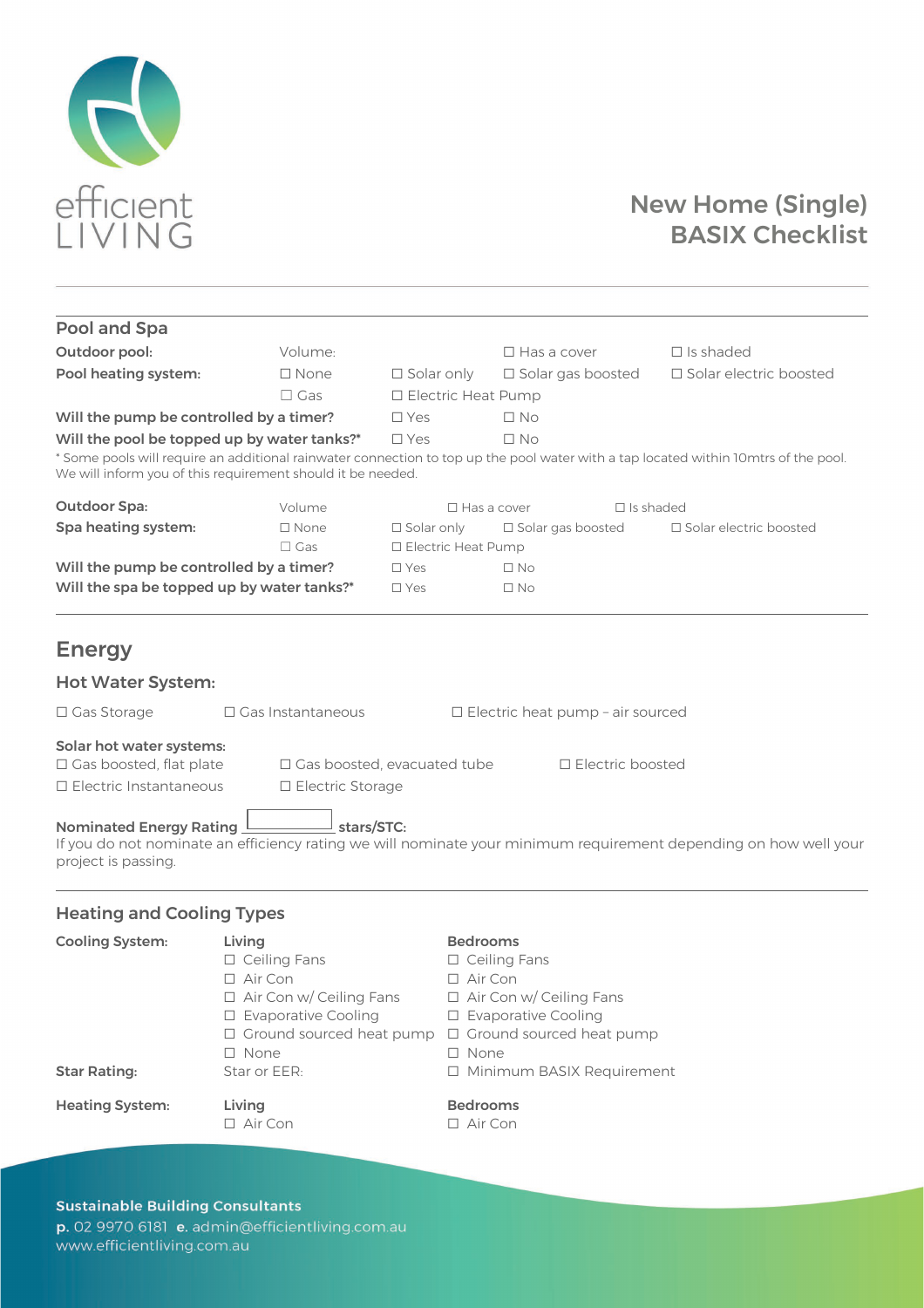# New Home (Single) BASIX Checklist

## Pool and Spa

| | | | | |
|---|---|---|---|---|
| **Outdoor pool:** | Volume: | | ☐ Has a cover | ☐ Is shaded |
| **Pool heating system:** | ☐ None | ☐ Solar only | ☐ Solar gas boosted | ☐ Solar electric boosted |
| | ☐ Gas | ☐ Electric Heat Pump | | |
| **Will the pump be controlled by a timer?** | | ☐ Yes | ☐ No | |
| **Will the pool be topped up by water tanks?*** | | ☐ Yes | ☐ No | |

* Some pools will require an additional rainwater connection to top up the pool water with a tap located within 10mtrs of the pool. We will inform you of this requirement should it be needed.

| | | | | |
|---|---|---|---|---|
| **Outdoor Spa:** | Volume | ☐ Has a cover | ☐ Is shaded | |
| **Spa heating system:** | ☐ None | ☐ Solar only | ☐ Solar gas boosted | ☐ Solar electric boosted |
| | ☐ Gas | ☐ Electric Heat Pump | | |
| **Will the pump be controlled by a timer?** | | ☐ Yes | ☐ No | |
| **Will the spa be topped up by water tanks?*** | | ☐ Yes | ☐ No | |

## Energy

### Hot Water System:

☐ Gas Storage ☐ Gas Instantaneous ☐ Electric heat pump – air sourced

**Solar hot water systems:**

☐ Gas boosted, flat plate ☐ Gas boosted, evacuated tube ☐ Electric boosted

☐ Electric Instantaneous ☐ Electric Storage

**Nominated Energy Rating** ________ **stars/STC:**

If you do not nominate an efficiency rating we will nominate your minimum requirement depending on how well your project is passing.

### Heating and Cooling Types

| | Living | Bedrooms |
|---|---|---|
| **Cooling System:** | ☐ Ceiling Fans | ☐ Ceiling Fans |
| | ☐ Air Con | ☐ Air Con |
| | ☐ Air Con w/ Ceiling Fans | ☐ Air Con w/ Ceiling Fans |
| | ☐ Evaporative Cooling | ☐ Evaporative Cooling |
| | ☐ Ground sourced heat pump | ☐ Ground sourced heat pump |
| | ☐ None | ☐ None |
| **Star Rating:** | Star or EER: | ☐ Minimum BASIX Requirement |

| | Living | Bedrooms |
|---|---|---|
| **Heating System:** | ☐ Air Con | ☐ Air Con |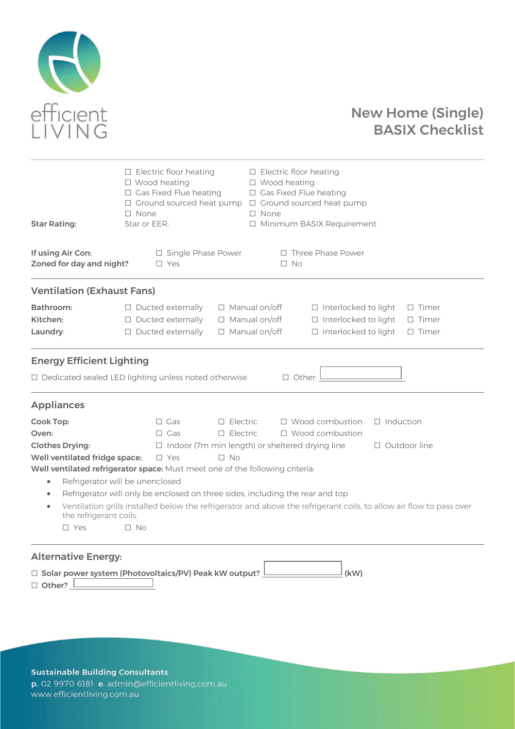efficient LIVING

# New Home (Single) BASIX Checklist

| | | |
|---|---|---|
| | ☐ Electric floor heating | ☐ Electric floor heating |
| | ☐ Wood heating | ☐ Wood heating |
| | ☐ Gas Fixed Flue heating | ☐ Gas Fixed Flue heating |
| | ☐ Ground sourced heat pump | ☐ Ground sourced heat pump |
| | ☐ None | ☐ None |
| **Star Rating:** | Star or EER: | ☐ Minimum BASIX Requirement |

| | | |
|---|---|---|
| **If using Air Con:** | ☐ Single Phase Power | ☐ Three Phase Power |
| **Zoned for day and night?** | ☐ Yes | ☐ No |

## Ventilation (Exhaust Fans)

| | | | | |
|---|---|---|---|---|
| **Bathroom:** | ☐ Ducted externally | ☐ Manual on/off | ☐ Interlocked to light | ☐ Timer |
| **Kitchen:** | ☐ Ducted externally | ☐ Manual on/off | ☐ Interlocked to light | ☐ Timer |
| **Laundry:** | ☐ Ducted externally | ☐ Manual on/off | ☐ Interlocked to light | ☐ Timer |

## Energy Efficient Lighting

☐ Dedicated sealed LED lighting unless noted otherwise ☐ Other: ____________

## Appliances

| | | | | |
|---|---|---|---|---|
| **Cook Top:** | ☐ Gas | ☐ Electric | ☐ Wood combustion | ☐ Induction |
| **Oven:** | ☐ Gas | ☐ Electric | ☐ Wood combustion | |
| **Clothes Drying:** | ☐ Indoor (7m min length) or sheltered drying line | | | ☐ Outdoor line |
| **Well ventilated fridge space:** | ☐ Yes | ☐ No | | |

**Well ventilated refrigerator space:** Must meet one of the following criteria:

- Refrigerator will be unenclosed
- Refrigerator will only be enclosed on three sides, including the rear and top
- Ventilation grills installed below the refrigerator and above the refrigerant coils, to allow air flow to pass over the refrigerant coils.

☐ Yes ☐ No

## Alternative Energy:

☐ **Solar power system (Photovoltaics/PV) Peak kW output?** ____________ **(kW)**

☐ **Other?** ____________

**Sustainable Building Consultants**

**p.** 02 9970 6181 **e.** admin@efficientliving.com.au

www.efficientliving.com.au